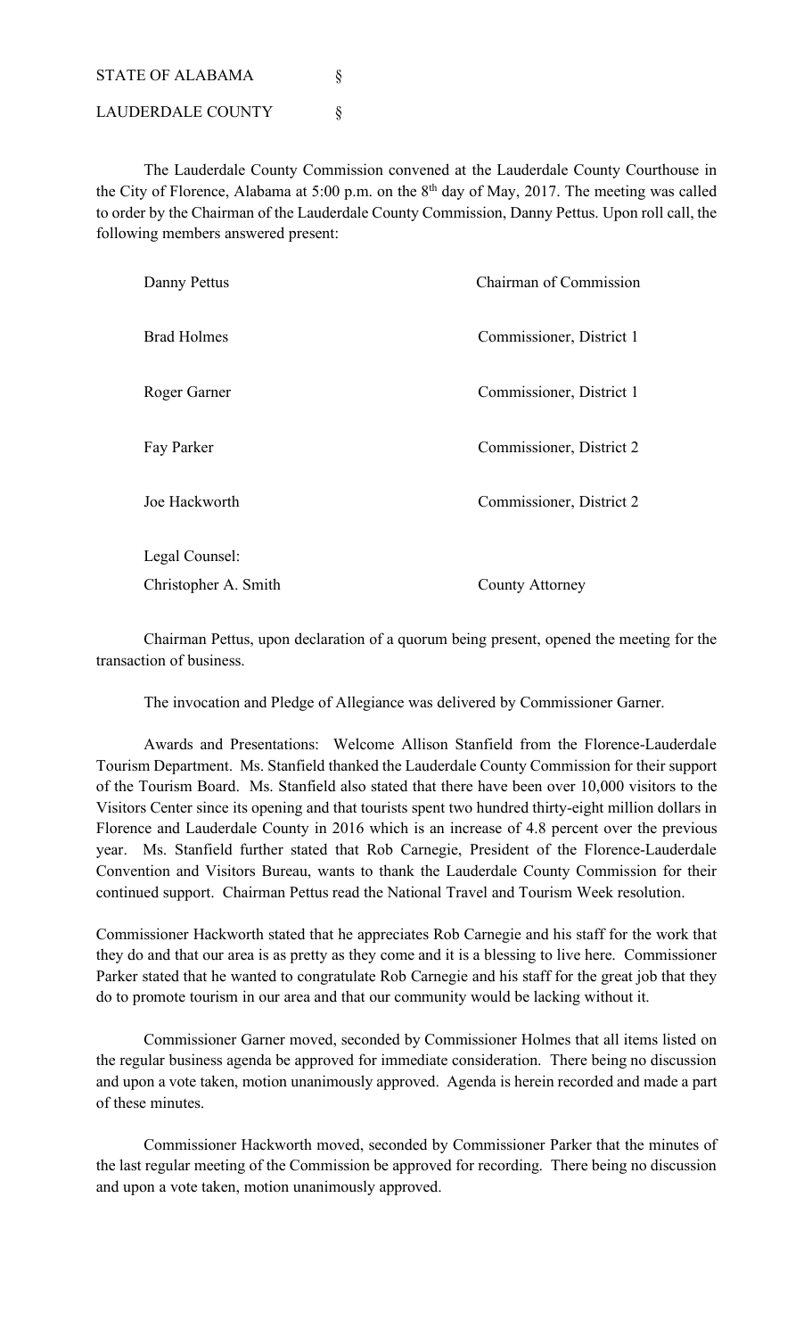STATE OF ALABAMA §

LAUDERDALE COUNTY §

The Lauderdale County Commission convened at the Lauderdale County Courthouse in the City of Florence, Alabama at 5:00 p.m. on the 8th day of May, 2017. The meeting was called to order by the Chairman of the Lauderdale County Commission, Danny Pettus. Upon roll call, the following members answered present:

| | |
|---|---|
| Danny Pettus | Chairman of Commission |
| Brad Holmes | Commissioner, District 1 |
| Roger Garner | Commissioner, District 1 |
| Fay Parker | Commissioner, District 2 |
| Joe Hackworth | Commissioner, District 2 |
| Legal Counsel: | |
| Christopher A. Smith | County Attorney |

Chairman Pettus, upon declaration of a quorum being present, opened the meeting for the transaction of business.

The invocation and Pledge of Allegiance was delivered by Commissioner Garner.

Awards and Presentations: Welcome Allison Stanfield from the Florence-Lauderdale Tourism Department. Ms. Stanfield thanked the Lauderdale County Commission for their support of the Tourism Board. Ms. Stanfield also stated that there have been over 10,000 visitors to the Visitors Center since its opening and that tourists spent two hundred thirty-eight million dollars in Florence and Lauderdale County in 2016 which is an increase of 4.8 percent over the previous year. Ms. Stanfield further stated that Rob Carnegie, President of the Florence-Lauderdale Convention and Visitors Bureau, wants to thank the Lauderdale County Commission for their continued support. Chairman Pettus read the National Travel and Tourism Week resolution.

Commissioner Hackworth stated that he appreciates Rob Carnegie and his staff for the work that they do and that our area is as pretty as they come and it is a blessing to live here. Commissioner Parker stated that he wanted to congratulate Rob Carnegie and his staff for the great job that they do to promote tourism in our area and that our community would be lacking without it.

Commissioner Garner moved, seconded by Commissioner Holmes that all items listed on the regular business agenda be approved for immediate consideration. There being no discussion and upon a vote taken, motion unanimously approved. Agenda is herein recorded and made a part of these minutes.

Commissioner Hackworth moved, seconded by Commissioner Parker that the minutes of the last regular meeting of the Commission be approved for recording. There being no discussion and upon a vote taken, motion unanimously approved.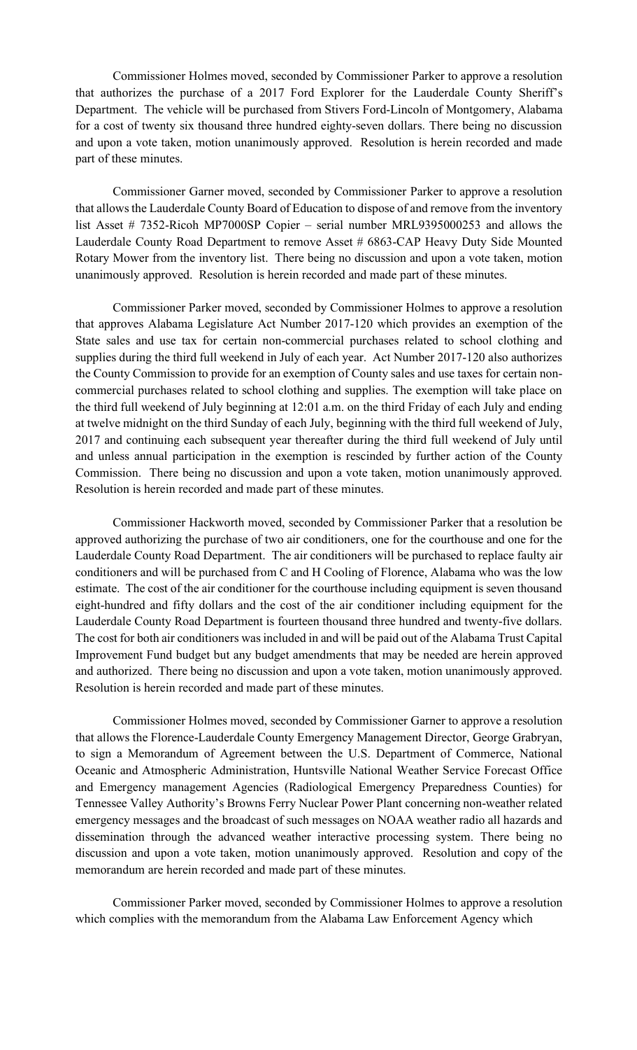Commissioner Holmes moved, seconded by Commissioner Parker to approve a resolution that authorizes the purchase of a 2017 Ford Explorer for the Lauderdale County Sheriff's Department. The vehicle will be purchased from Stivers Ford-Lincoln of Montgomery, Alabama for a cost of twenty six thousand three hundred eighty-seven dollars. There being no discussion and upon a vote taken, motion unanimously approved. Resolution is herein recorded and made part of these minutes.

Commissioner Garner moved, seconded by Commissioner Parker to approve a resolution that allows the Lauderdale County Board of Education to dispose of and remove from the inventory list Asset # 7352-Ricoh MP7000SP Copier – serial number MRL9395000253 and allows the Lauderdale County Road Department to remove Asset # 6863-CAP Heavy Duty Side Mounted Rotary Mower from the inventory list. There being no discussion and upon a vote taken, motion unanimously approved. Resolution is herein recorded and made part of these minutes.

Commissioner Parker moved, seconded by Commissioner Holmes to approve a resolution that approves Alabama Legislature Act Number 2017-120 which provides an exemption of the State sales and use tax for certain non-commercial purchases related to school clothing and supplies during the third full weekend in July of each year. Act Number 2017-120 also authorizes the County Commission to provide for an exemption of County sales and use taxes for certain non-commercial purchases related to school clothing and supplies. The exemption will take place on the third full weekend of July beginning at 12:01 a.m. on the third Friday of each July and ending at twelve midnight on the third Sunday of each July, beginning with the third full weekend of July, 2017 and continuing each subsequent year thereafter during the third full weekend of July until and unless annual participation in the exemption is rescinded by further action of the County Commission. There being no discussion and upon a vote taken, motion unanimously approved. Resolution is herein recorded and made part of these minutes.

Commissioner Hackworth moved, seconded by Commissioner Parker that a resolution be approved authorizing the purchase of two air conditioners, one for the courthouse and one for the Lauderdale County Road Department. The air conditioners will be purchased to replace faulty air conditioners and will be purchased from C and H Cooling of Florence, Alabama who was the low estimate. The cost of the air conditioner for the courthouse including equipment is seven thousand eight-hundred and fifty dollars and the cost of the air conditioner including equipment for the Lauderdale County Road Department is fourteen thousand three hundred and twenty-five dollars. The cost for both air conditioners was included in and will be paid out of the Alabama Trust Capital Improvement Fund budget but any budget amendments that may be needed are herein approved and authorized. There being no discussion and upon a vote taken, motion unanimously approved. Resolution is herein recorded and made part of these minutes.

Commissioner Holmes moved, seconded by Commissioner Garner to approve a resolution that allows the Florence-Lauderdale County Emergency Management Director, George Grabryan, to sign a Memorandum of Agreement between the U.S. Department of Commerce, National Oceanic and Atmospheric Administration, Huntsville National Weather Service Forecast Office and Emergency management Agencies (Radiological Emergency Preparedness Counties) for Tennessee Valley Authority's Browns Ferry Nuclear Power Plant concerning non-weather related emergency messages and the broadcast of such messages on NOAA weather radio all hazards and dissemination through the advanced weather interactive processing system. There being no discussion and upon a vote taken, motion unanimously approved. Resolution and copy of the memorandum are herein recorded and made part of these minutes.

Commissioner Parker moved, seconded by Commissioner Holmes to approve a resolution which complies with the memorandum from the Alabama Law Enforcement Agency which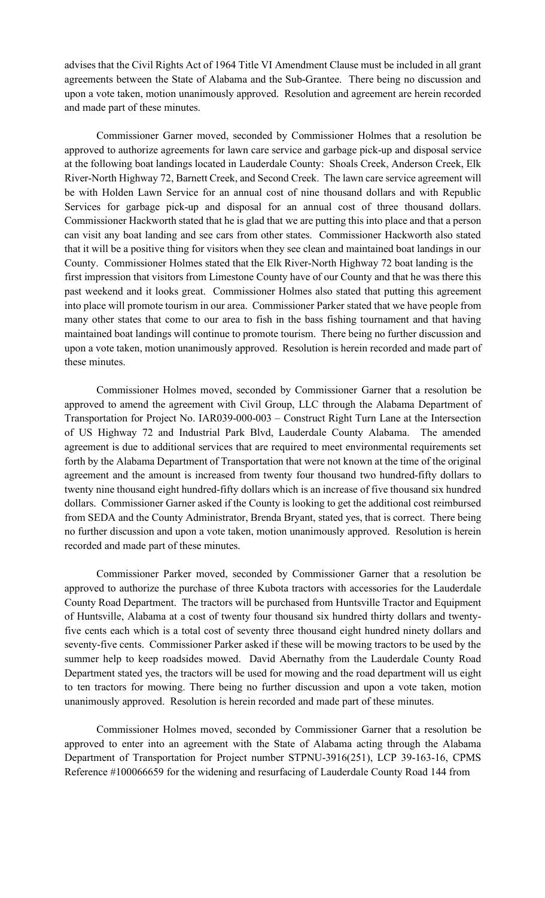advises that the Civil Rights Act of 1964 Title VI Amendment Clause must be included in all grant agreements between the State of Alabama and the Sub-Grantee. There being no discussion and upon a vote taken, motion unanimously approved. Resolution and agreement are herein recorded and made part of these minutes.

Commissioner Garner moved, seconded by Commissioner Holmes that a resolution be approved to authorize agreements for lawn care service and garbage pick-up and disposal service at the following boat landings located in Lauderdale County: Shoals Creek, Anderson Creek, Elk River-North Highway 72, Barnett Creek, and Second Creek. The lawn care service agreement will be with Holden Lawn Service for an annual cost of nine thousand dollars and with Republic Services for garbage pick-up and disposal for an annual cost of three thousand dollars. Commissioner Hackworth stated that he is glad that we are putting this into place and that a person can visit any boat landing and see cars from other states. Commissioner Hackworth also stated that it will be a positive thing for visitors when they see clean and maintained boat landings in our County. Commissioner Holmes stated that the Elk River-North Highway 72 boat landing is the first impression that visitors from Limestone County have of our County and that he was there this past weekend and it looks great. Commissioner Holmes also stated that putting this agreement into place will promote tourism in our area. Commissioner Parker stated that we have people from many other states that come to our area to fish in the bass fishing tournament and that having maintained boat landings will continue to promote tourism. There being no further discussion and upon a vote taken, motion unanimously approved. Resolution is herein recorded and made part of these minutes.

Commissioner Holmes moved, seconded by Commissioner Garner that a resolution be approved to amend the agreement with Civil Group, LLC through the Alabama Department of Transportation for Project No. IAR039-000-003 – Construct Right Turn Lane at the Intersection of US Highway 72 and Industrial Park Blvd, Lauderdale County Alabama. The amended agreement is due to additional services that are required to meet environmental requirements set forth by the Alabama Department of Transportation that were not known at the time of the original agreement and the amount is increased from twenty four thousand two hundred-fifty dollars to twenty nine thousand eight hundred-fifty dollars which is an increase of five thousand six hundred dollars. Commissioner Garner asked if the County is looking to get the additional cost reimbursed from SEDA and the County Administrator, Brenda Bryant, stated yes, that is correct. There being no further discussion and upon a vote taken, motion unanimously approved. Resolution is herein recorded and made part of these minutes.

Commissioner Parker moved, seconded by Commissioner Garner that a resolution be approved to authorize the purchase of three Kubota tractors with accessories for the Lauderdale County Road Department. The tractors will be purchased from Huntsville Tractor and Equipment of Huntsville, Alabama at a cost of twenty four thousand six hundred thirty dollars and twenty-five cents each which is a total cost of seventy three thousand eight hundred ninety dollars and seventy-five cents. Commissioner Parker asked if these will be mowing tractors to be used by the summer help to keep roadsides mowed. David Abernathy from the Lauderdale County Road Department stated yes, the tractors will be used for mowing and the road department will us eight to ten tractors for mowing. There being no further discussion and upon a vote taken, motion unanimously approved. Resolution is herein recorded and made part of these minutes.

Commissioner Holmes moved, seconded by Commissioner Garner that a resolution be approved to enter into an agreement with the State of Alabama acting through the Alabama Department of Transportation for Project number STPNU-3916(251), LCP 39-163-16, CPMS Reference #100066659 for the widening and resurfacing of Lauderdale County Road 144 from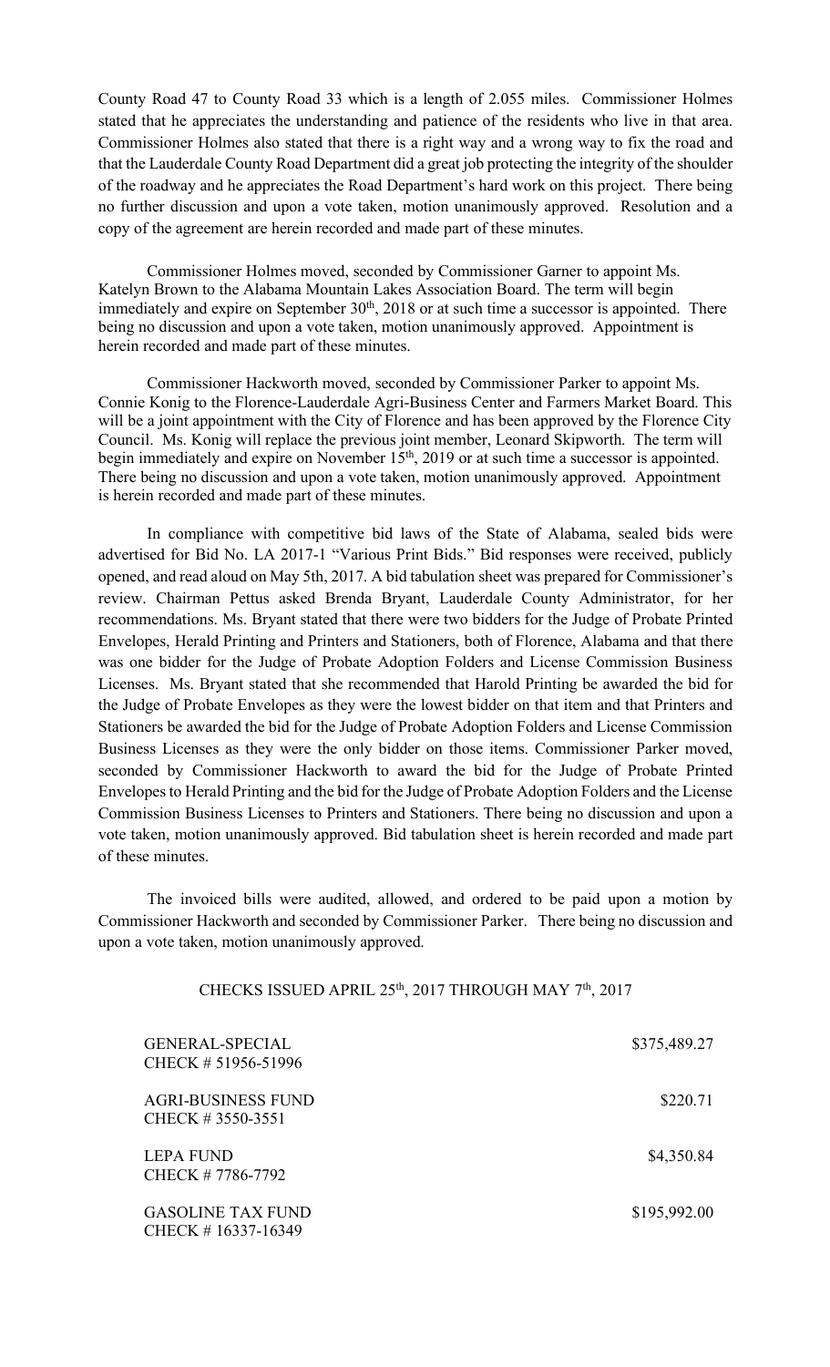County Road 47 to County Road 33 which is a length of 2.055 miles. Commissioner Holmes stated that he appreciates the understanding and patience of the residents who live in that area. Commissioner Holmes also stated that there is a right way and a wrong way to fix the road and that the Lauderdale County Road Department did a great job protecting the integrity of the shoulder of the roadway and he appreciates the Road Department's hard work on this project. There being no further discussion and upon a vote taken, motion unanimously approved. Resolution and a copy of the agreement are herein recorded and made part of these minutes.

Commissioner Holmes moved, seconded by Commissioner Garner to appoint Ms. Katelyn Brown to the Alabama Mountain Lakes Association Board. The term will begin immediately and expire on September 30th, 2018 or at such time a successor is appointed. There being no discussion and upon a vote taken, motion unanimously approved. Appointment is herein recorded and made part of these minutes.

Commissioner Hackworth moved, seconded by Commissioner Parker to appoint Ms. Connie Konig to the Florence-Lauderdale Agri-Business Center and Farmers Market Board. This will be a joint appointment with the City of Florence and has been approved by the Florence City Council. Ms. Konig will replace the previous joint member, Leonard Skipworth. The term will begin immediately and expire on November 15th, 2019 or at such time a successor is appointed. There being no discussion and upon a vote taken, motion unanimously approved. Appointment is herein recorded and made part of these minutes.

In compliance with competitive bid laws of the State of Alabama, sealed bids were advertised for Bid No. LA 2017-1 "Various Print Bids." Bid responses were received, publicly opened, and read aloud on May 5th, 2017. A bid tabulation sheet was prepared for Commissioner's review. Chairman Pettus asked Brenda Bryant, Lauderdale County Administrator, for her recommendations. Ms. Bryant stated that there were two bidders for the Judge of Probate Printed Envelopes, Herald Printing and Printers and Stationers, both of Florence, Alabama and that there was one bidder for the Judge of Probate Adoption Folders and License Commission Business Licenses. Ms. Bryant stated that she recommended that Harold Printing be awarded the bid for the Judge of Probate Envelopes as they were the lowest bidder on that item and that Printers and Stationers be awarded the bid for the Judge of Probate Adoption Folders and License Commission Business Licenses as they were the only bidder on those items. Commissioner Parker moved, seconded by Commissioner Hackworth to award the bid for the Judge of Probate Printed Envelopes to Herald Printing and the bid for the Judge of Probate Adoption Folders and the License Commission Business Licenses to Printers and Stationers. There being no discussion and upon a vote taken, motion unanimously approved. Bid tabulation sheet is herein recorded and made part of these minutes.

The invoiced bills were audited, allowed, and ordered to be paid upon a motion by Commissioner Hackworth and seconded by Commissioner Parker. There being no discussion and upon a vote taken, motion unanimously approved.

CHECKS ISSUED APRIL 25th, 2017 THROUGH MAY 7th, 2017

| | |
|---|---|
| GENERAL-SPECIAL<br>CHECK # 51956-51996 | \$375,489.27 |
| AGRI-BUSINESS FUND<br>CHECK # 3550-3551 | \$220.71 |
| LEPA FUND<br>CHECK # 7786-7792 | \$4,350.84 |
| GASOLINE TAX FUND<br>CHECK # 16337-16349 | \$195,992.00 |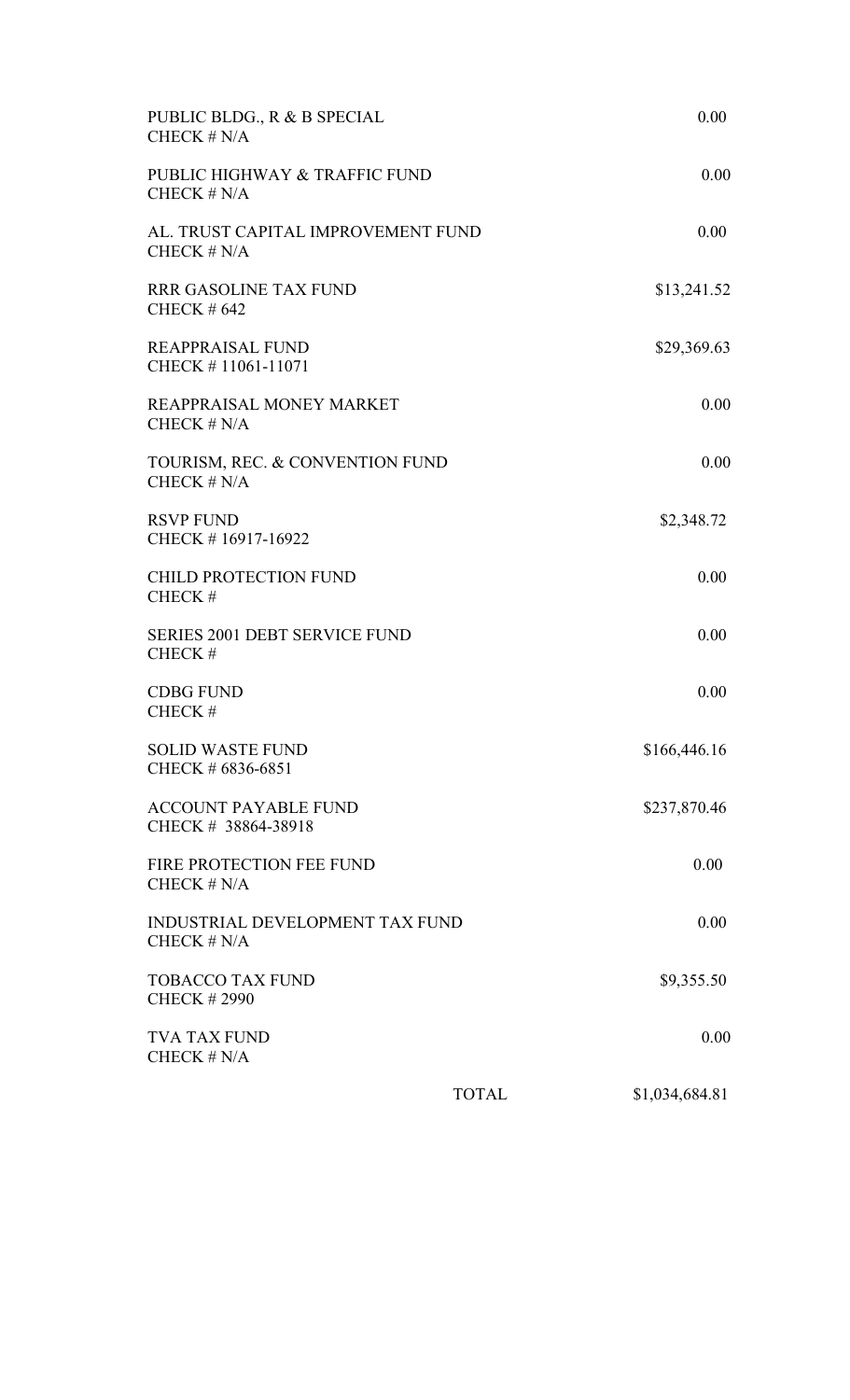| Fund | Amount |
| --- | --- |
| PUBLIC BLDG., R & B SPECIAL<br>CHECK # N/A | 0.00 |
| PUBLIC HIGHWAY & TRAFFIC FUND<br>CHECK # N/A | 0.00 |
| AL. TRUST CAPITAL IMPROVEMENT FUND<br>CHECK # N/A | 0.00 |
| RRR GASOLINE TAX FUND<br>CHECK # 642 | $13,241.52 |
| REAPPRAISAL FUND<br>CHECK # 11061-11071 | $29,369.63 |
| REAPPRAISAL MONEY MARKET<br>CHECK # N/A | 0.00 |
| TOURISM, REC. & CONVENTION FUND<br>CHECK # N/A | 0.00 |
| RSVP FUND<br>CHECK # 16917-16922 | $2,348.72 |
| CHILD PROTECTION FUND<br>CHECK # | 0.00 |
| SERIES 2001 DEBT SERVICE FUND<br>CHECK # | 0.00 |
| CDBG FUND<br>CHECK # | 0.00 |
| SOLID WASTE FUND<br>CHECK # 6836-6851 | $166,446.16 |
| ACCOUNT PAYABLE FUND<br>CHECK # 38864-38918 | $237,870.46 |
| FIRE PROTECTION FEE FUND<br>CHECK # N/A | 0.00 |
| INDUSTRIAL DEVELOPMENT TAX FUND<br>CHECK # N/A | 0.00 |
| TOBACCO TAX FUND<br>CHECK # 2990 | $9,355.50 |
| TVA TAX FUND<br>CHECK # N/A | 0.00 |
| TOTAL | $1,034,684.81 |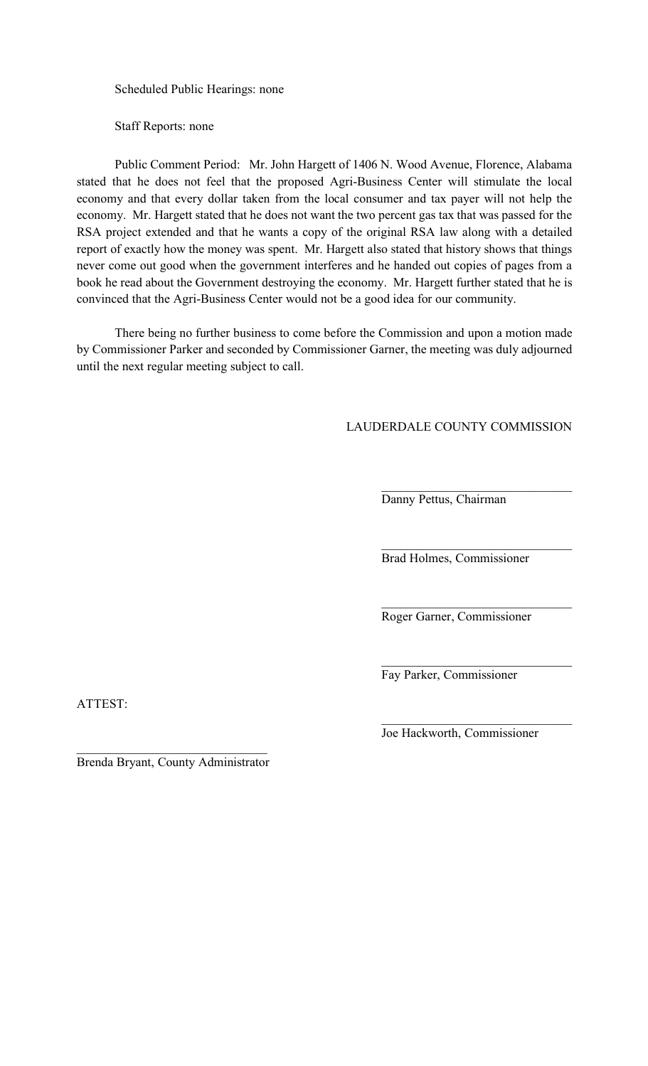Scheduled Public Hearings: none

Staff Reports: none

Public Comment Period: Mr. John Hargett of 1406 N. Wood Avenue, Florence, Alabama stated that he does not feel that the proposed Agri-Business Center will stimulate the local economy and that every dollar taken from the local consumer and tax payer will not help the economy. Mr. Hargett stated that he does not want the two percent gas tax that was passed for the RSA project extended and that he wants a copy of the original RSA law along with a detailed report of exactly how the money was spent. Mr. Hargett also stated that history shows that things never come out good when the government interferes and he handed out copies of pages from a book he read about the Government destroying the economy. Mr. Hargett further stated that he is convinced that the Agri-Business Center would not be a good idea for our community.

There being no further business to come before the Commission and upon a motion made by Commissioner Parker and seconded by Commissioner Garner, the meeting was duly adjourned until the next regular meeting subject to call.

LAUDERDALE COUNTY COMMISSION

\_\_\_\_\_\_\_\_\_\_\_\_\_\_\_\_\_\_\_\_\_\_\_\_\_\_\_\_\_\_
Danny Pettus, Chairman

\_\_\_\_\_\_\_\_\_\_\_\_\_\_\_\_\_\_\_\_\_\_\_\_\_\_\_\_\_\_
Brad Holmes, Commissioner

\_\_\_\_\_\_\_\_\_\_\_\_\_\_\_\_\_\_\_\_\_\_\_\_\_\_\_\_\_\_
Roger Garner, Commissioner

\_\_\_\_\_\_\_\_\_\_\_\_\_\_\_\_\_\_\_\_\_\_\_\_\_\_\_\_\_\_
Fay Parker, Commissioner

ATTEST:

\_\_\_\_\_\_\_\_\_\_\_\_\_\_\_\_\_\_\_\_\_\_\_\_\_\_\_\_\_\_
Joe Hackworth, Commissioner

\_\_\_\_\_\_\_\_\_\_\_\_\_\_\_\_\_\_\_\_\_\_\_\_\_\_\_\_\_\_
Brenda Bryant, County Administrator